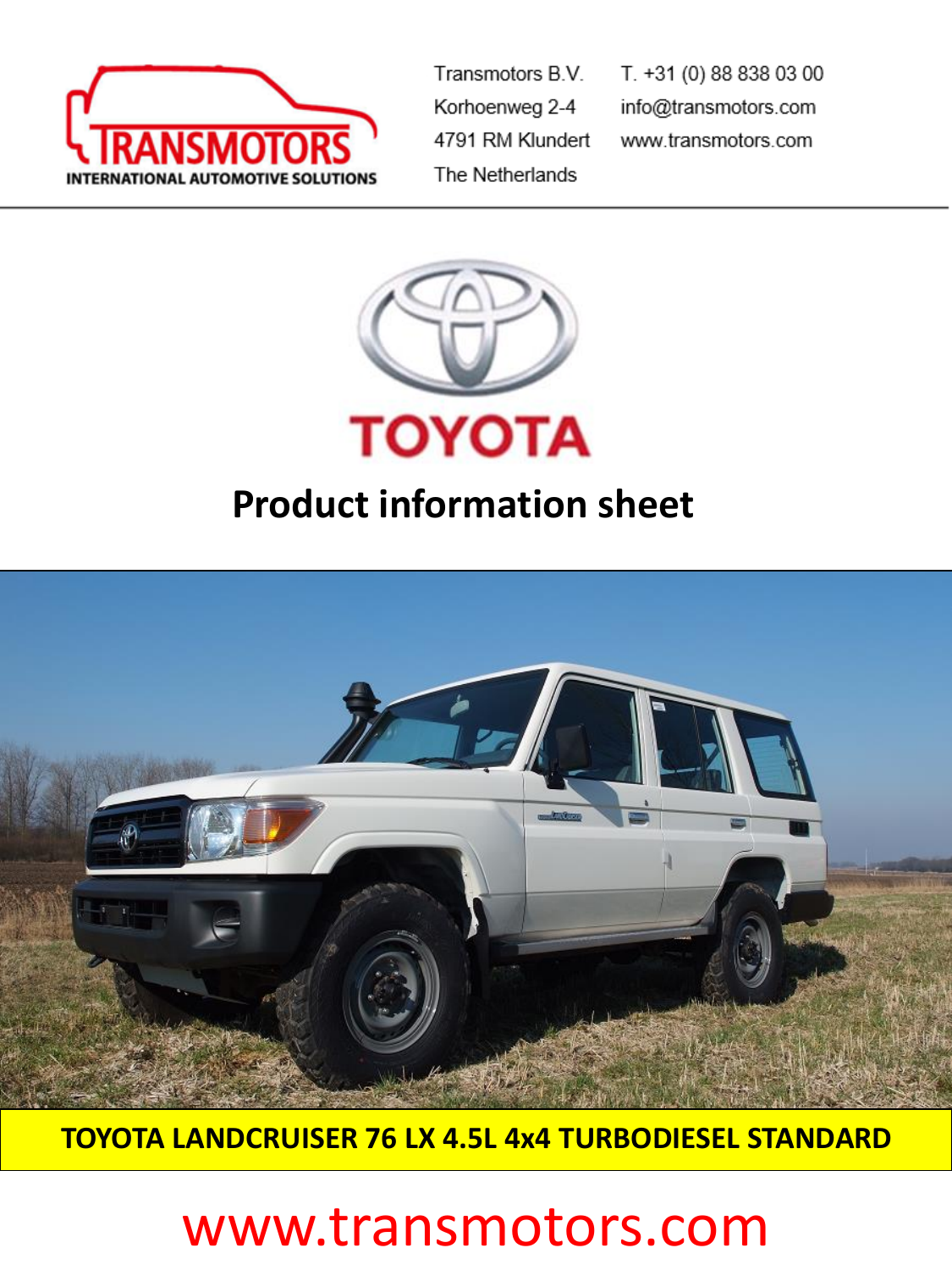Transmotors B.V.
Korhoenweg 2-4
4791 RM Klundert
The Netherlands

T. +31 (0) 88 838 03 00
info@transmotors.com
www.transmotors.com

# Product information sheet

## TOYOTA LANDCRUISER 76 LX 4.5L 4x4 TURBODIESEL STANDARD

www.transmotors.com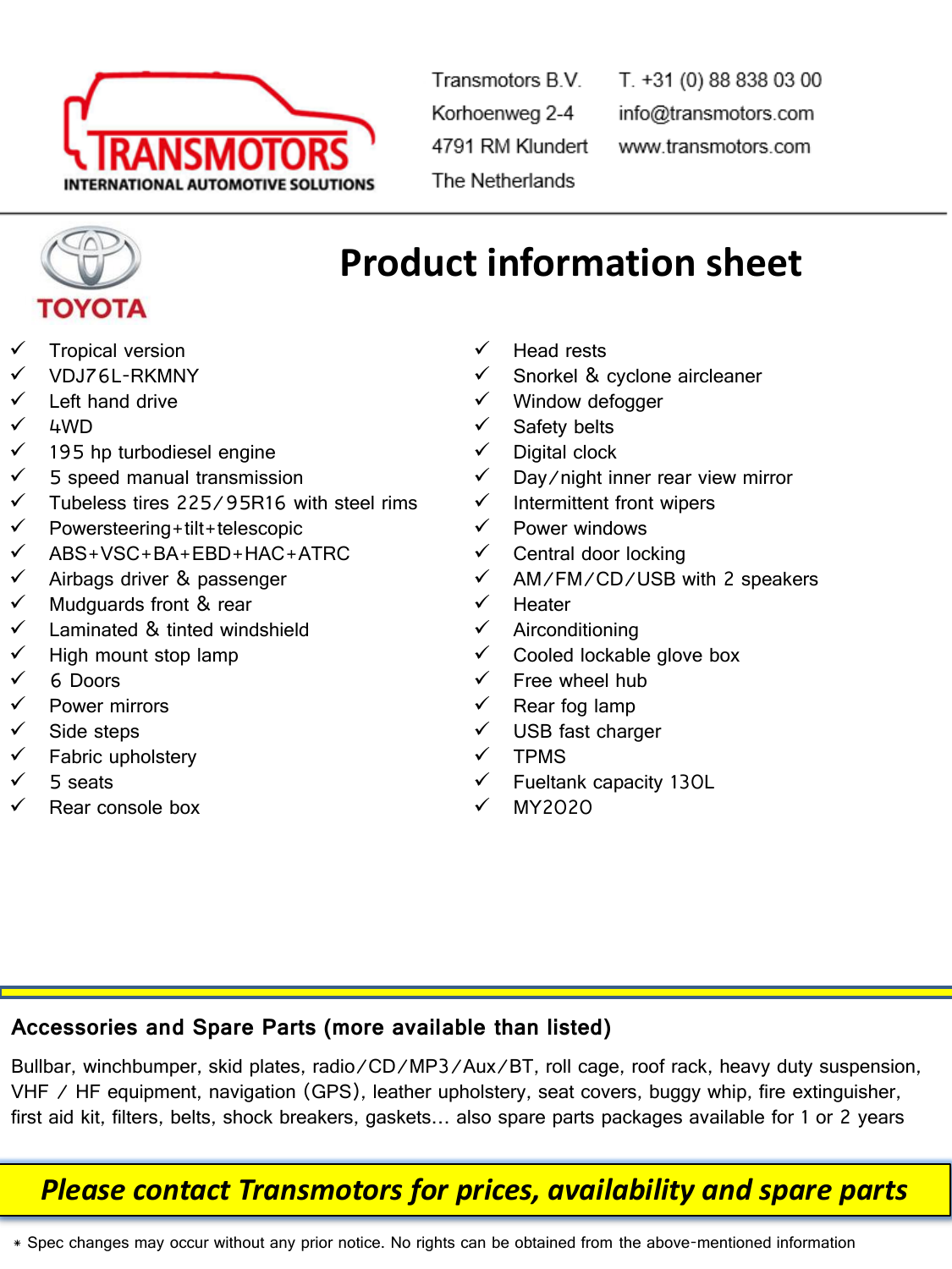TRANSMOTORS
INTERNATIONAL AUTOMOTIVE SOLUTIONS

Transmotors B.V.
Korhoenweg 2-4
4791 RM Klundert
The Netherlands

T. +31 (0) 88 838 03 00
info@transmotors.com
www.transmotors.com

TOYOTA

# Product information sheet

- ✓ Tropical version
- ✓ VDJ76L-RKMNY
- ✓ Left hand drive
- ✓ 4WD
- ✓ 195 hp turbodiesel engine
- ✓ 5 speed manual transmission
- ✓ Tubeless tires 225/95R16 with steel rims
- ✓ Powersteering+tilt+telescopic
- ✓ ABS+VSC+BA+EBD+HAC+ATRC
- ✓ Airbags driver & passenger
- ✓ Mudguards front & rear
- ✓ Laminated & tinted windshield
- ✓ High mount stop lamp
- ✓ 6 Doors
- ✓ Power mirrors
- ✓ Side steps
- ✓ Fabric upholstery
- ✓ 5 seats
- ✓ Rear console box
- ✓ Head rests
- ✓ Snorkel & cyclone aircleaner
- ✓ Window defogger
- ✓ Safety belts
- ✓ Digital clock
- ✓ Day/night inner rear view mirror
- ✓ Intermittent front wipers
- ✓ Power windows
- ✓ Central door locking
- ✓ AM/FM/CD/USB with 2 speakers
- ✓ Heater
- ✓ Airconditioning
- ✓ Cooled lockable glove box
- ✓ Free wheel hub
- ✓ Rear fog lamp
- ✓ USB fast charger
- ✓ TPMS
- ✓ Fueltank capacity 130L
- ✓ MY2020

## Accessories and Spare Parts (more available than listed)

Bullbar, winchbumper, skid plates, radio/CD/MP3/Aux/BT, roll cage, roof rack, heavy duty suspension, VHF / HF equipment, navigation (GPS), leather upholstery, seat covers, buggy whip, fire extinguisher, first aid kit, filters, belts, shock breakers, gaskets… also spare parts packages available for 1 or 2 years

***Please contact Transmotors for prices, availability and spare parts***

* Spec changes may occur without any prior notice. No rights can be obtained from the above-mentioned information